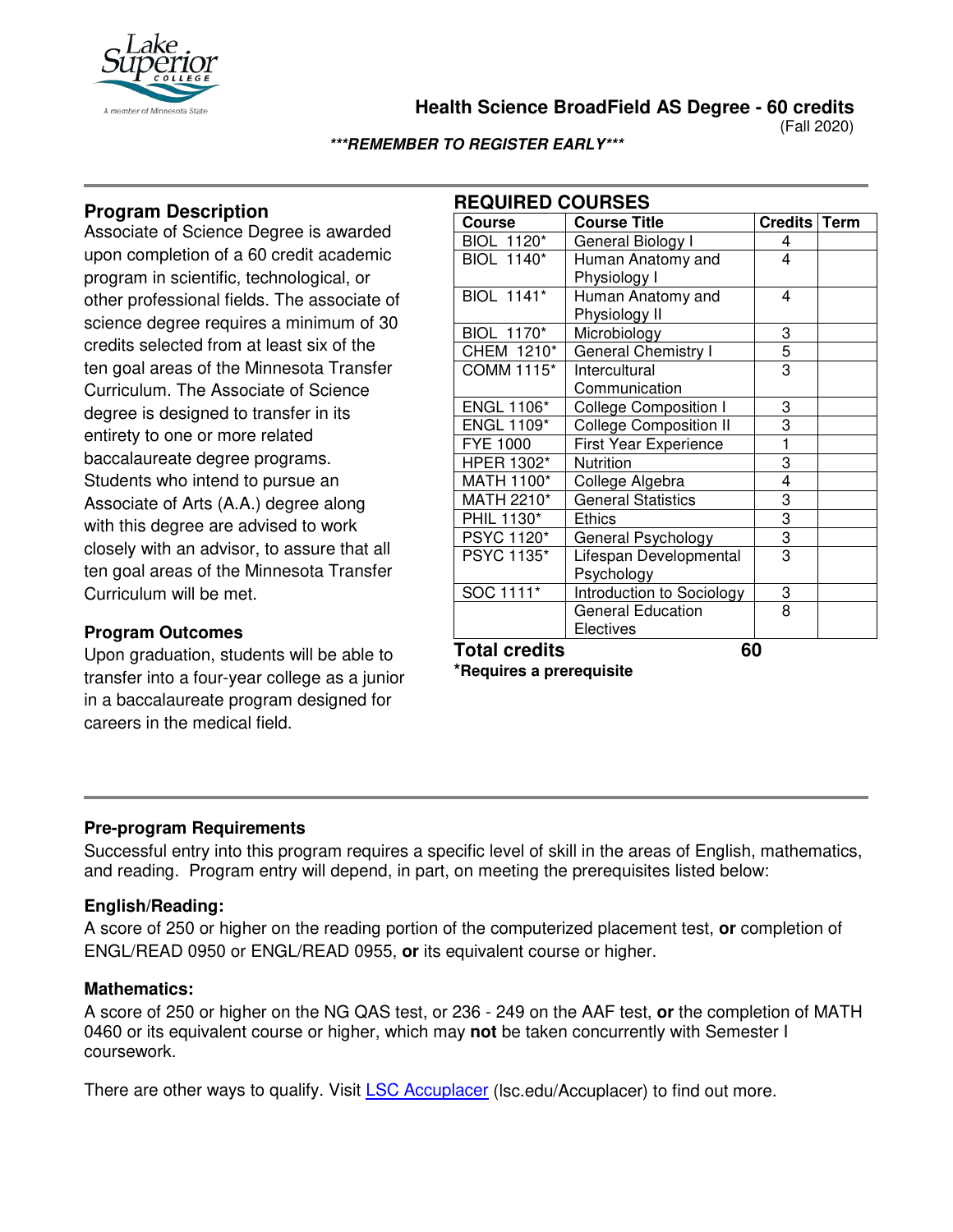# Health Science BroadField AS Degree - 60 credits

(Fall 2020)

***REMEMBER TO REGISTER EARLY***

## Program Description

Associate of Science Degree is awarded upon completion of a 60 credit academic program in scientific, technological, or other professional fields. The associate of science degree requires a minimum of 30 credits selected from at least six of the ten goal areas of the Minnesota Transfer Curriculum. The Associate of Science degree is designed to transfer in its entirety to one or more related baccalaureate degree programs. Students who intend to pursue an Associate of Arts (A.A.) degree along with this degree are advised to work closely with an advisor, to assure that all ten goal areas of the Minnesota Transfer Curriculum will be met.

## Program Outcomes

Upon graduation, students will be able to transfer into a four-year college as a junior in a baccalaureate program designed for careers in the medical field.

## REQUIRED COURSES

| Course | Course Title | Credits | Term |
|---|---|---|---|
| BIOL 1120* | General Biology I | 4 | |
| BIOL 1140* | Human Anatomy and Physiology I | 4 | |
| BIOL 1141* | Human Anatomy and Physiology II | 4 | |
| BIOL 1170* | Microbiology | 3 | |
| CHEM 1210* | General Chemistry I | 5 | |
| COMM 1115* | Intercultural Communication | 3 | |
| ENGL 1106* | College Composition I | 3 | |
| ENGL 1109* | College Composition II | 3 | |
| FYE 1000 | First Year Experience | 1 | |
| HPER 1302* | Nutrition | 3 | |
| MATH 1100* | College Algebra | 4 | |
| MATH 2210* | General Statistics | 3 | |
| PHIL 1130* | Ethics | 3 | |
| PSYC 1120* | General Psychology | 3 | |
| PSYC 1135* | Lifespan Developmental Psychology | 3 | |
| SOC 1111* | Introduction to Sociology | 3 | |
| | General Education Electives | 8 | |
| **Total credits** | | **60** | |

***Requires a prerequisite**

## Pre-program Requirements

Successful entry into this program requires a specific level of skill in the areas of English, mathematics, and reading. Program entry will depend, in part, on meeting the prerequisites listed below:

### English/Reading:

A score of 250 or higher on the reading portion of the computerized placement test, **or** completion of ENGL/READ 0950 or ENGL/READ 0955, **or** its equivalent course or higher.

### Mathematics:

A score of 250 or higher on the NG QAS test, or 236 - 249 on the AAF test, **or** the completion of MATH 0460 or its equivalent course or higher, which may **not** be taken concurrently with Semester I coursework.

There are other ways to qualify. Visit [LSC Accuplacer](lsc.edu/Accuplacer) (lsc.edu/Accuplacer) to find out more.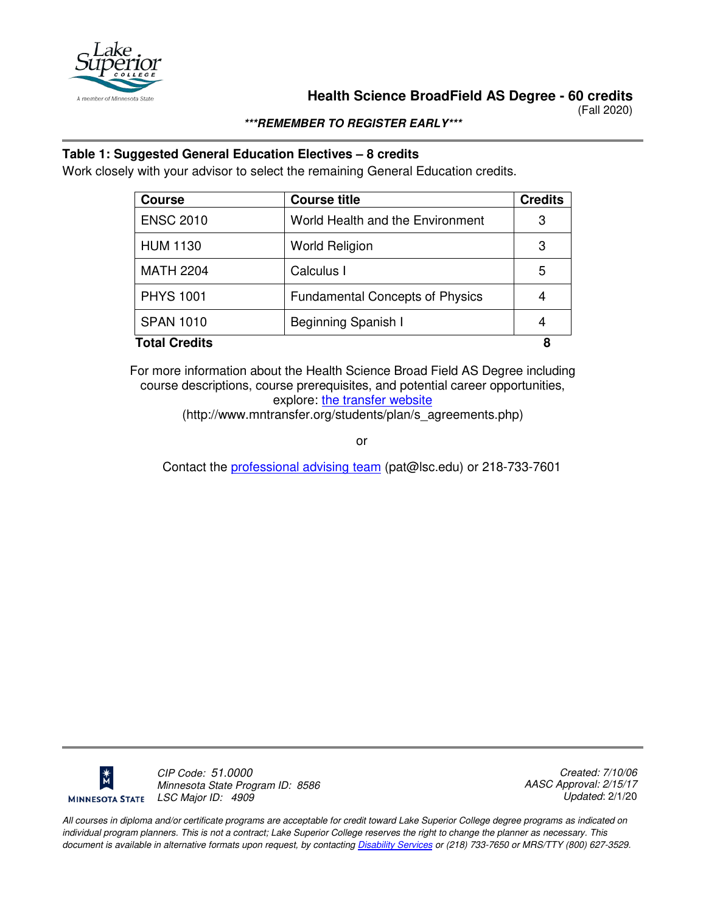## Health Science BroadField AS Degree - 60 credits

(Fall 2020)

***REMEMBER TO REGISTER EARLY***

### Table 1: Suggested General Education Electives – 8 credits

Work closely with your advisor to select the remaining General Education credits.

| Course | Course title | Credits |
|---|---|---|
| ENSC 2010 | World Health and the Environment | 3 |
| HUM 1130 | World Religion | 3 |
| MATH 2204 | Calculus I | 5 |
| PHYS 1001 | Fundamental Concepts of Physics | 4 |
| SPAN 1010 | Beginning Spanish I | 4 |
| **Total Credits** | | **8** |

For more information about the Health Science Broad Field AS Degree including course descriptions, course prerequisites, and potential career opportunities, explore: [the transfer website](http://www.mntransfer.org/students/plan/s_agreements.php)
(http://www.mntransfer.org/students/plan/s_agreements.php)

or

Contact the professional advising team (pat@lsc.edu) or 218-733-7601

*CIP Code: 51.0000*
*Minnesota State Program ID: 8586*
*LSC Major ID: 4909*

*Created: 7/10/06*
*AASC Approval: 2/15/17*
*Updated:* 2/1/20

*All courses in diploma and/or certificate programs are acceptable for credit toward Lake Superior College degree programs as indicated on individual program planners. This is not a contract; Lake Superior College reserves the right to change the planner as necessary. This document is available in alternative formats upon request, by contacting Disability Services or (218) 733-7650 or MRS/TTY (800) 627-3529.*